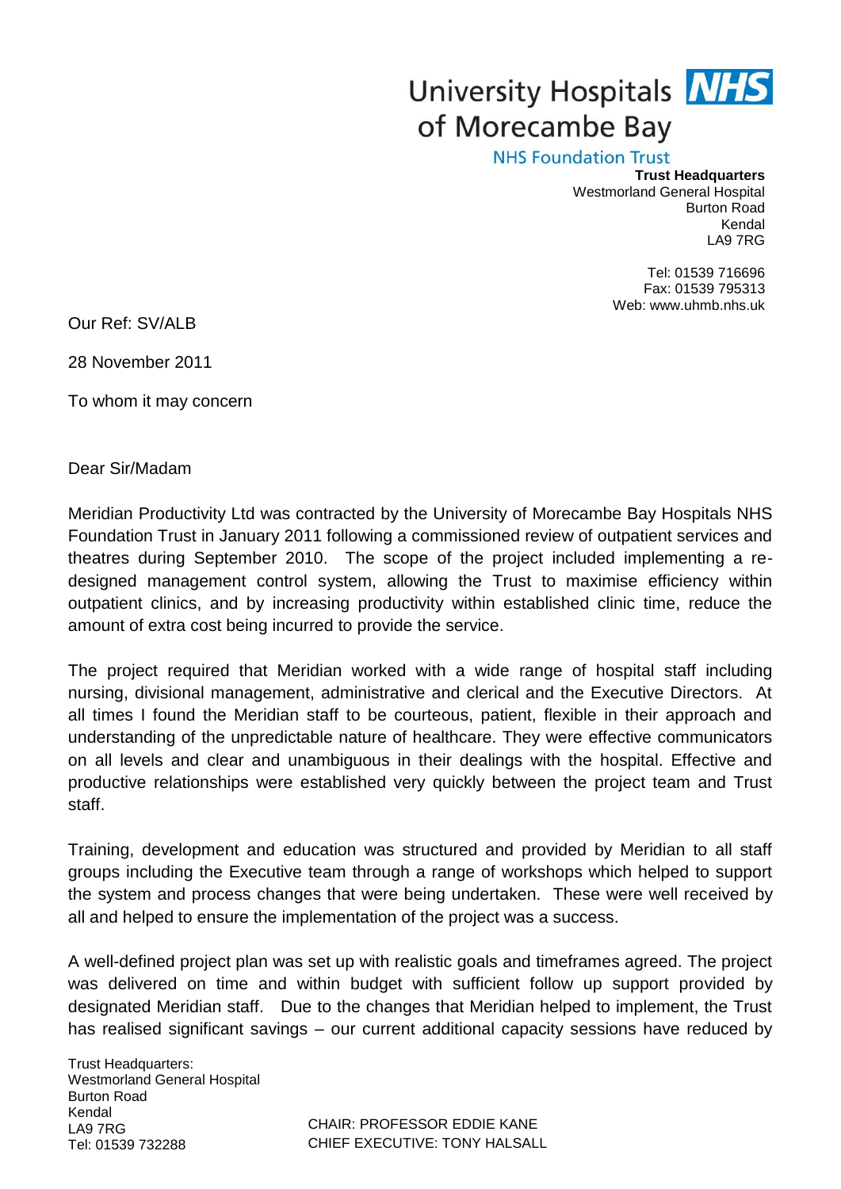University Hospitals of Morecambe Bay **NHS**

NHS Foundation Trust

**Trust Headquarters**
Westmorland General Hospital
Burton Road
Kendal
LA9 7RG

Tel: 01539 716696
Fax: 01539 795313
Web: www.uhmb.nhs.uk

Our Ref: SV/ALB

28 November 2011

To whom it may concern

Dear Sir/Madam

Meridian Productivity Ltd was contracted by the University of Morecambe Bay Hospitals NHS Foundation Trust in January 2011 following a commissioned review of outpatient services and theatres during September 2010. The scope of the project included implementing a re-designed management control system, allowing the Trust to maximise efficiency within outpatient clinics, and by increasing productivity within established clinic time, reduce the amount of extra cost being incurred to provide the service.

The project required that Meridian worked with a wide range of hospital staff including nursing, divisional management, administrative and clerical and the Executive Directors. At all times I found the Meridian staff to be courteous, patient, flexible in their approach and understanding of the unpredictable nature of healthcare. They were effective communicators on all levels and clear and unambiguous in their dealings with the hospital. Effective and productive relationships were established very quickly between the project team and Trust staff.

Training, development and education was structured and provided by Meridian to all staff groups including the Executive team through a range of workshops which helped to support the system and process changes that were being undertaken. These were well received by all and helped to ensure the implementation of the project was a success.

A well-defined project plan was set up with realistic goals and timeframes agreed. The project was delivered on time and within budget with sufficient follow up support provided by designated Meridian staff. Due to the changes that Meridian helped to implement, the Trust has realised significant savings – our current additional capacity sessions have reduced by

Trust Headquarters:
Westmorland General Hospital
Burton Road
Kendal
LA9 7RG
Tel: 01539 732288

CHAIR: PROFESSOR EDDIE KANE
CHIEF EXECUTIVE: TONY HALSALL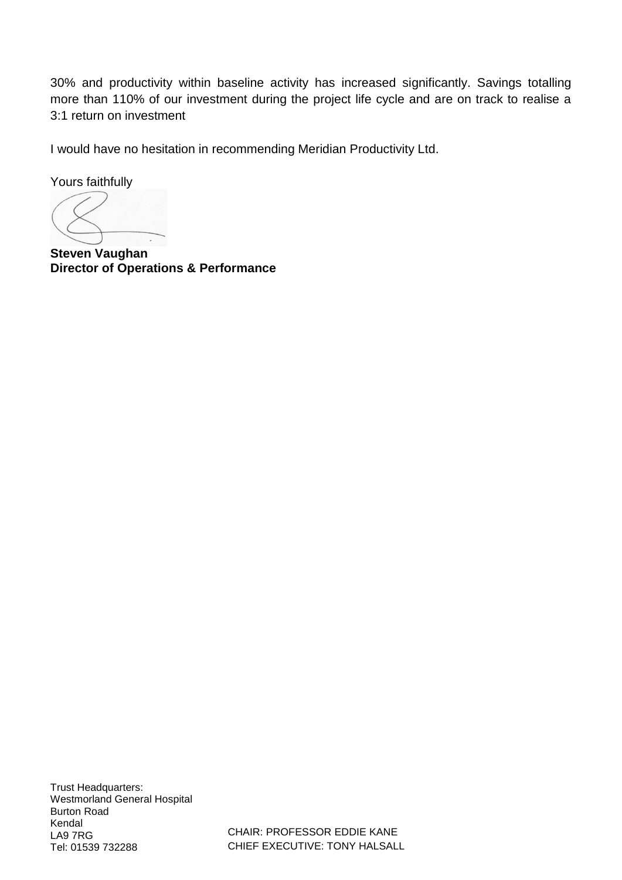30% and productivity within baseline activity has increased significantly. Savings totalling more than 110% of our investment during the project life cycle and are on track to realise a 3:1 return on investment

I would have no hesitation in recommending Meridian Productivity Ltd.

Yours faithfully

**Steven Vaughan**
**Director of Operations & Performance**

Trust Headquarters:
Westmorland General Hospital
Burton Road
Kendal
LA9 7RG
Tel: 01539 732288

CHAIR: PROFESSOR EDDIE KANE
CHIEF EXECUTIVE: TONY HALSALL